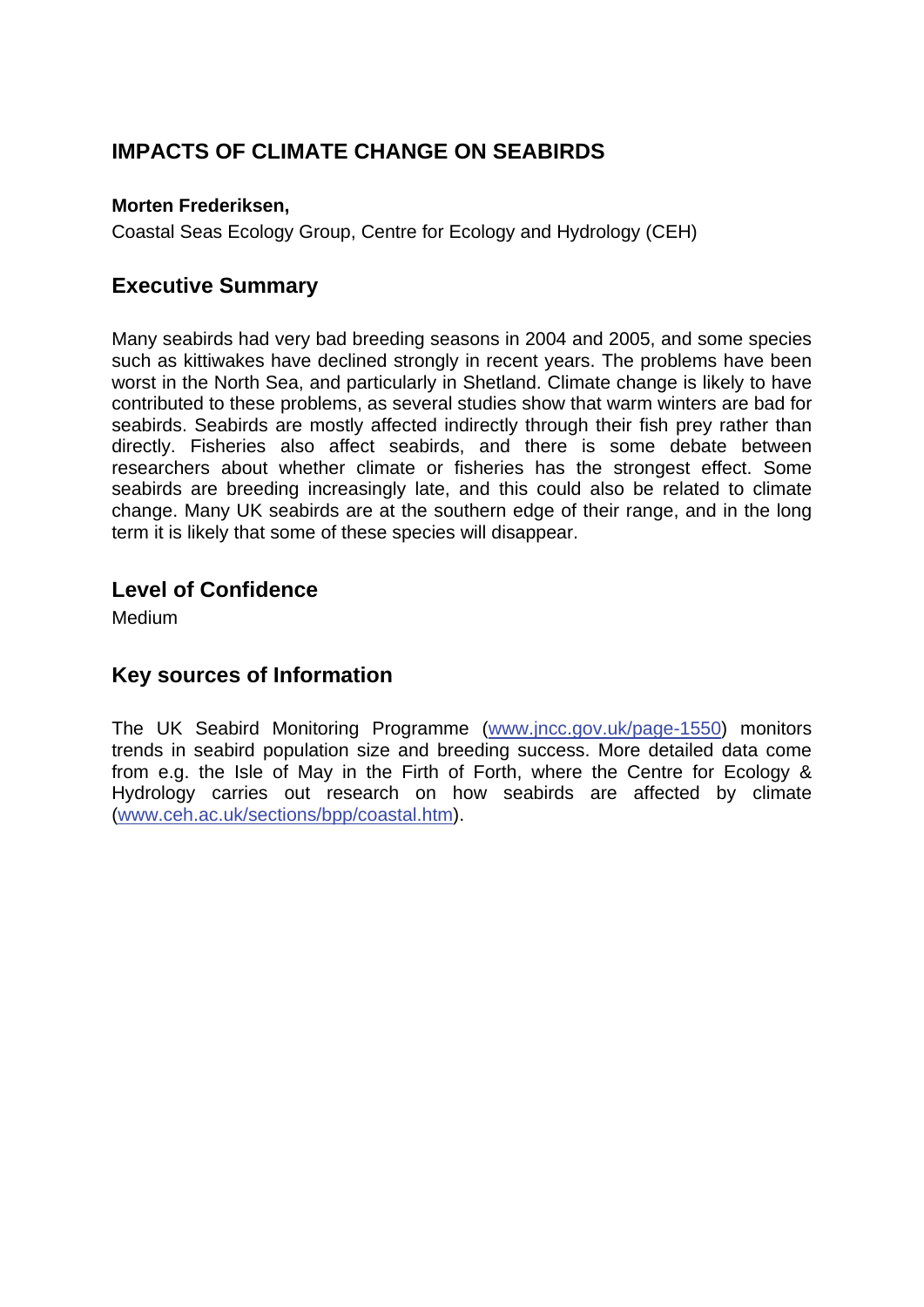# IMPACTS OF CLIMATE CHANGE ON SEABIRDS

**Morten Frederiksen,**

Coastal Seas Ecology Group, Centre for Ecology and Hydrology (CEH)

## Executive Summary

Many seabirds had very bad breeding seasons in 2004 and 2005, and some species such as kittiwakes have declined strongly in recent years. The problems have been worst in the North Sea, and particularly in Shetland. Climate change is likely to have contributed to these problems, as several studies show that warm winters are bad for seabirds. Seabirds are mostly affected indirectly through their fish prey rather than directly. Fisheries also affect seabirds, and there is some debate between researchers about whether climate or fisheries has the strongest effect. Some seabirds are breeding increasingly late, and this could also be related to climate change. Many UK seabirds are at the southern edge of their range, and in the long term it is likely that some of these species will disappear.

## Level of Confidence

Medium

## Key sources of Information

The UK Seabird Monitoring Programme (www.jncc.gov.uk/page-1550) monitors trends in seabird population size and breeding success. More detailed data come from e.g. the Isle of May in the Firth of Forth, where the Centre for Ecology & Hydrology carries out research on how seabirds are affected by climate (www.ceh.ac.uk/sections/bpp/coastal.htm).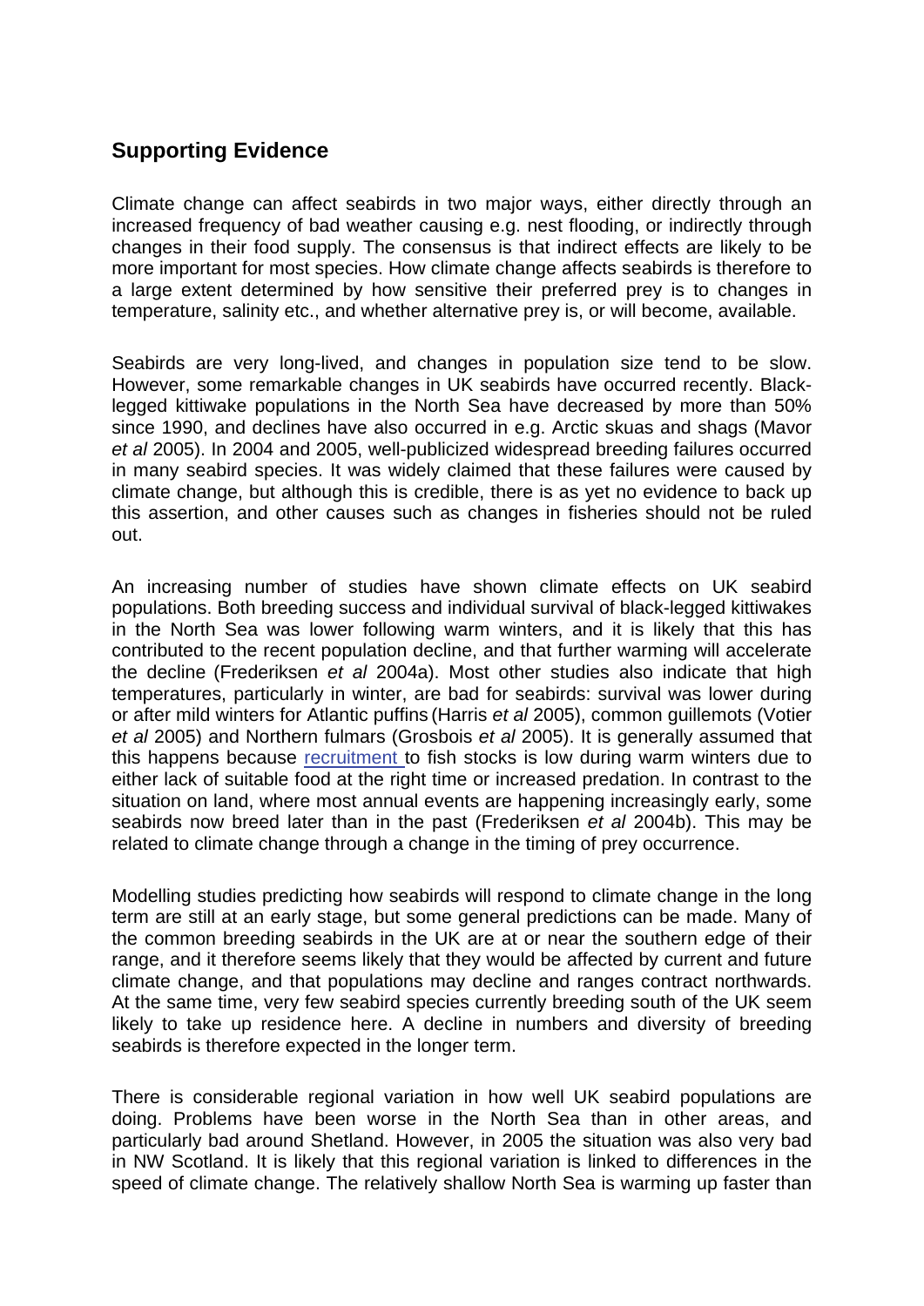## Supporting Evidence

Climate change can affect seabirds in two major ways, either directly through an increased frequency of bad weather causing e.g. nest flooding, or indirectly through changes in their food supply. The consensus is that indirect effects are likely to be more important for most species. How climate change affects seabirds is therefore to a large extent determined by how sensitive their preferred prey is to changes in temperature, salinity etc., and whether alternative prey is, or will become, available.

Seabirds are very long-lived, and changes in population size tend to be slow. However, some remarkable changes in UK seabirds have occurred recently. Black-legged kittiwake populations in the North Sea have decreased by more than 50% since 1990, and declines have also occurred in e.g. Arctic skuas and shags (Mavor *et al* 2005). In 2004 and 2005, well-publicized widespread breeding failures occurred in many seabird species. It was widely claimed that these failures were caused by climate change, but although this is credible, there is as yet no evidence to back up this assertion, and other causes such as changes in fisheries should not be ruled out.

An increasing number of studies have shown climate effects on UK seabird populations. Both breeding success and individual survival of black-legged kittiwakes in the North Sea was lower following warm winters, and it is likely that this has contributed to the recent population decline, and that further warming will accelerate the decline (Frederiksen *et al* 2004a). Most other studies also indicate that high temperatures, particularly in winter, are bad for seabirds: survival was lower during or after mild winters for Atlantic puffins (Harris *et al* 2005), common guillemots (Votier *et al* 2005) and Northern fulmars (Grosbois *et al* 2005). It is generally assumed that this happens because recruitment to fish stocks is low during warm winters due to either lack of suitable food at the right time or increased predation. In contrast to the situation on land, where most annual events are happening increasingly early, some seabirds now breed later than in the past (Frederiksen *et al* 2004b). This may be related to climate change through a change in the timing of prey occurrence.

Modelling studies predicting how seabirds will respond to climate change in the long term are still at an early stage, but some general predictions can be made. Many of the common breeding seabirds in the UK are at or near the southern edge of their range, and it therefore seems likely that they would be affected by current and future climate change, and that populations may decline and ranges contract northwards. At the same time, very few seabird species currently breeding south of the UK seem likely to take up residence here. A decline in numbers and diversity of breeding seabirds is therefore expected in the longer term.

There is considerable regional variation in how well UK seabird populations are doing. Problems have been worse in the North Sea than in other areas, and particularly bad around Shetland. However, in 2005 the situation was also very bad in NW Scotland. It is likely that this regional variation is linked to differences in the speed of climate change. The relatively shallow North Sea is warming up faster than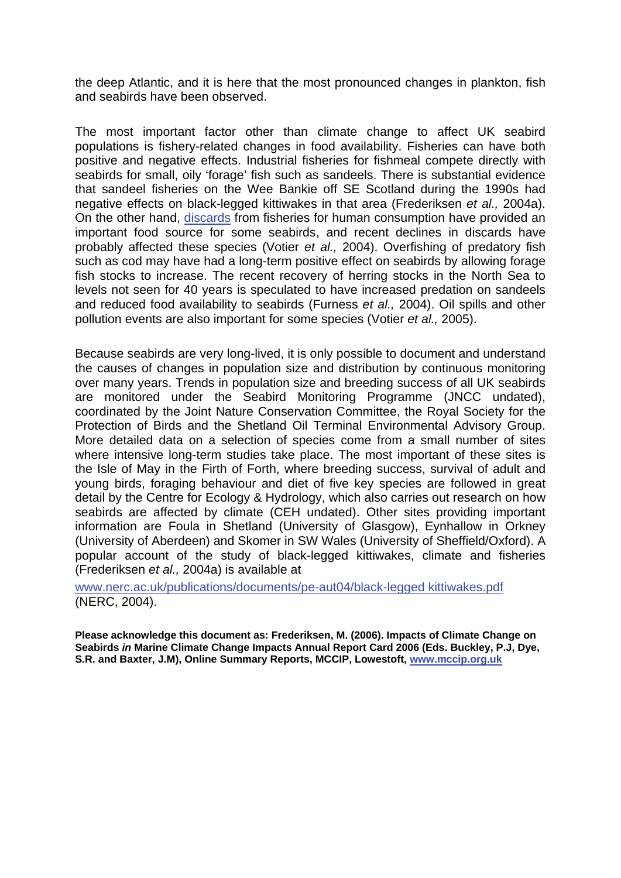the deep Atlantic, and it is here that the most pronounced changes in plankton, fish and seabirds have been observed.

The most important factor other than climate change to affect UK seabird populations is fishery-related changes in food availability. Fisheries can have both positive and negative effects. Industrial fisheries for fishmeal compete directly with seabirds for small, oily 'forage' fish such as sandeels. There is substantial evidence that sandeel fisheries on the Wee Bankie off SE Scotland during the 1990s had negative effects on black-legged kittiwakes in that area (Frederiksen *et al.,* 2004a). On the other hand, discards from fisheries for human consumption have provided an important food source for some seabirds, and recent declines in discards have probably affected these species (Votier *et al.,* 2004). Overfishing of predatory fish such as cod may have had a long-term positive effect on seabirds by allowing forage fish stocks to increase. The recent recovery of herring stocks in the North Sea to levels not seen for 40 years is speculated to have increased predation on sandeels and reduced food availability to seabirds (Furness *et al.,* 2004). Oil spills and other pollution events are also important for some species (Votier *et al.,* 2005).

Because seabirds are very long-lived, it is only possible to document and understand the causes of changes in population size and distribution by continuous monitoring over many years. Trends in population size and breeding success of all UK seabirds are monitored under the Seabird Monitoring Programme (JNCC undated), coordinated by the Joint Nature Conservation Committee, the Royal Society for the Protection of Birds and the Shetland Oil Terminal Environmental Advisory Group. More detailed data on a selection of species come from a small number of sites where intensive long-term studies take place. The most important of these sites is the Isle of May in the Firth of Forth, where breeding success, survival of adult and young birds, foraging behaviour and diet of five key species are followed in great detail by the Centre for Ecology & Hydrology, which also carries out research on how seabirds are affected by climate (CEH undated). Other sites providing important information are Foula in Shetland (University of Glasgow), Eynhallow in Orkney (University of Aberdeen) and Skomer in SW Wales (University of Sheffield/Oxford). A popular account of the study of black-legged kittiwakes, climate and fisheries (Frederiksen *et al.,* 2004a) is available at

www.nerc.ac.uk/publications/documents/pe-aut04/black-legged kittiwakes.pdf (NERC, 2004).

**Please acknowledge this document as: Frederiksen, M. (2006). Impacts of Climate Change on Seabirds *in* Marine Climate Change Impacts Annual Report Card 2006 (Eds. Buckley, P.J, Dye, S.R. and Baxter, J.M), Online Summary Reports, MCCIP, Lowestoft, www.mccip.org.uk**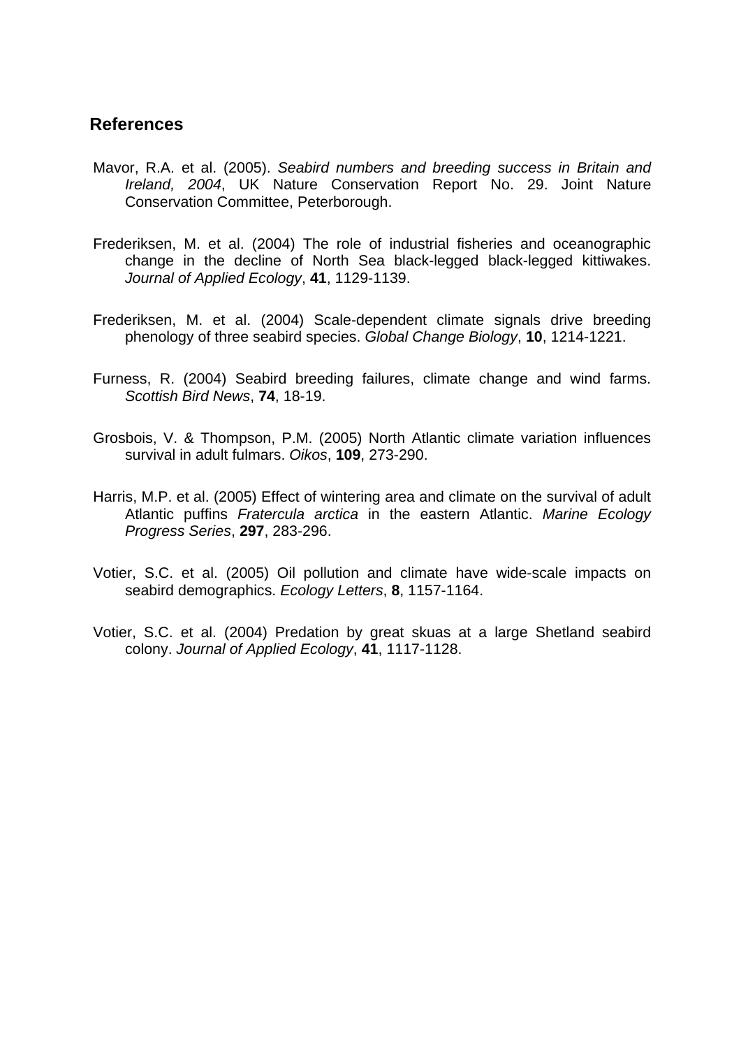## References

Mavor, R.A. et al. (2005). *Seabird numbers and breeding success in Britain and Ireland, 2004*, UK Nature Conservation Report No. 29. Joint Nature Conservation Committee, Peterborough.

Frederiksen, M. et al. (2004) The role of industrial fisheries and oceanographic change in the decline of North Sea black-legged black-legged kittiwakes. *Journal of Applied Ecology*, **41**, 1129-1139.

Frederiksen, M. et al. (2004) Scale-dependent climate signals drive breeding phenology of three seabird species. *Global Change Biology*, **10**, 1214-1221.

Furness, R. (2004) Seabird breeding failures, climate change and wind farms. *Scottish Bird News*, **74**, 18-19.

Grosbois, V. & Thompson, P.M. (2005) North Atlantic climate variation influences survival in adult fulmars. *Oikos*, **109**, 273-290.

Harris, M.P. et al. (2005) Effect of wintering area and climate on the survival of adult Atlantic puffins *Fratercula arctica* in the eastern Atlantic. *Marine Ecology Progress Series*, **297**, 283-296.

Votier, S.C. et al. (2005) Oil pollution and climate have wide-scale impacts on seabird demographics. *Ecology Letters*, **8**, 1157-1164.

Votier, S.C. et al. (2004) Predation by great skuas at a large Shetland seabird colony. *Journal of Applied Ecology*, **41**, 1117-1128.